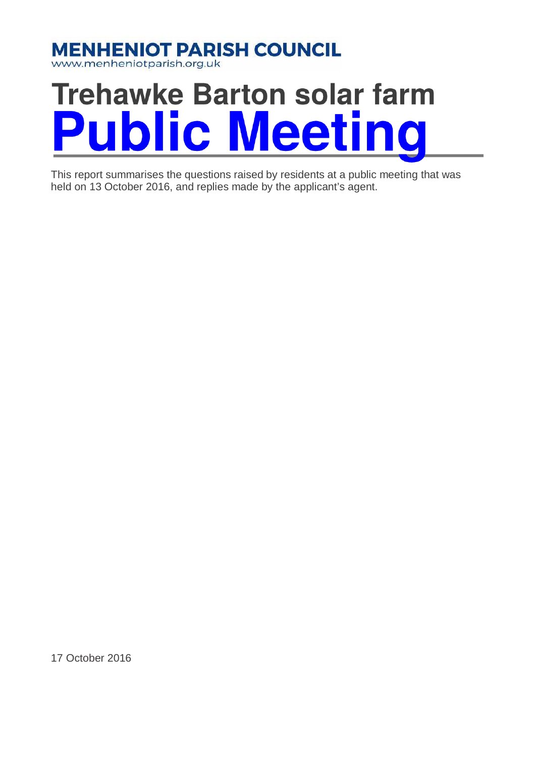**MENHENIOT PARISH COUNCIL**
www.menheniotparish.org.uk

# Trehawke Barton solar farm
# Public Meeting

This report summarises the questions raised by residents at a public meeting that was held on 13 October 2016, and replies made by the applicant's agent.

17 October 2016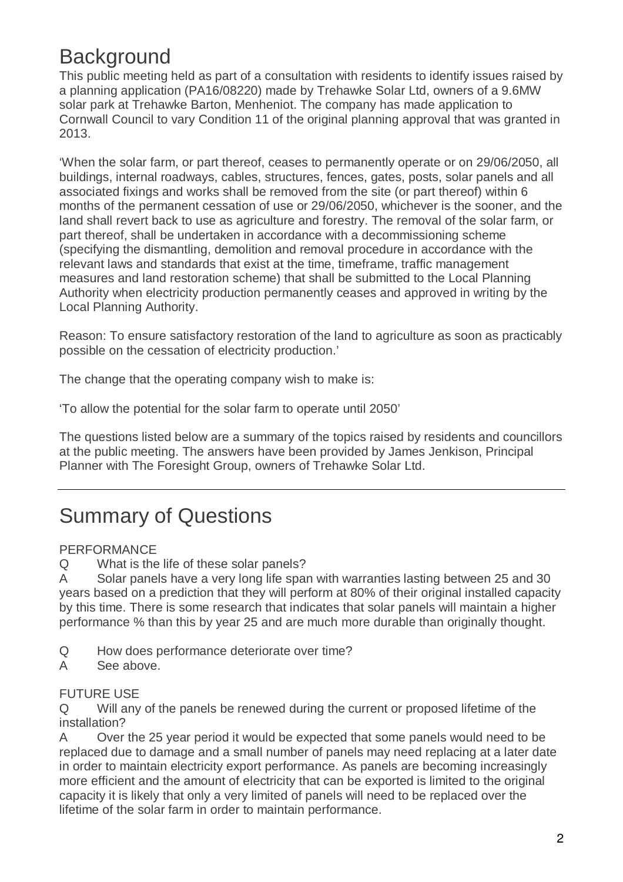# Background

This public meeting held as part of a consultation with residents to identify issues raised by a planning application (PA16/08220) made by Trehawke Solar Ltd, owners of a 9.6MW solar park at Trehawke Barton, Menheniot. The company has made application to Cornwall Council to vary Condition 11 of the original planning approval that was granted in 2013.

'When the solar farm, or part thereof, ceases to permanently operate or on 29/06/2050, all buildings, internal roadways, cables, structures, fences, gates, posts, solar panels and all associated fixings and works shall be removed from the site (or part thereof) within 6 months of the permanent cessation of use or 29/06/2050, whichever is the sooner, and the land shall revert back to use as agriculture and forestry. The removal of the solar farm, or part thereof, shall be undertaken in accordance with a decommissioning scheme (specifying the dismantling, demolition and removal procedure in accordance with the relevant laws and standards that exist at the time, timeframe, traffic management measures and land restoration scheme) that shall be submitted to the Local Planning Authority when electricity production permanently ceases and approved in writing by the Local Planning Authority.

Reason: To ensure satisfactory restoration of the land to agriculture as soon as practicably possible on the cessation of electricity production.'

The change that the operating company wish to make is:

'To allow the potential for the solar farm to operate until 2050'

The questions listed below are a summary of the topics raised by residents and councillors at the public meeting. The answers have been provided by James Jenkison, Principal Planner with The Foresight Group, owners of Trehawke Solar Ltd.

---

# Summary of Questions

PERFORMANCE

Q What is the life of these solar panels?

A Solar panels have a very long life span with warranties lasting between 25 and 30 years based on a prediction that they will perform at 80% of their original installed capacity by this time. There is some research that indicates that solar panels will maintain a higher performance % than this by year 25 and are much more durable than originally thought.

Q How does performance deteriorate over time?

A See above.

FUTURE USE

Q Will any of the panels be renewed during the current or proposed lifetime of the installation?

A Over the 25 year period it would be expected that some panels would need to be replaced due to damage and a small number of panels may need replacing at a later date in order to maintain electricity export performance. As panels are becoming increasingly more efficient and the amount of electricity that can be exported is limited to the original capacity it is likely that only a very limited of panels will need to be replaced over the lifetime of the solar farm in order to maintain performance.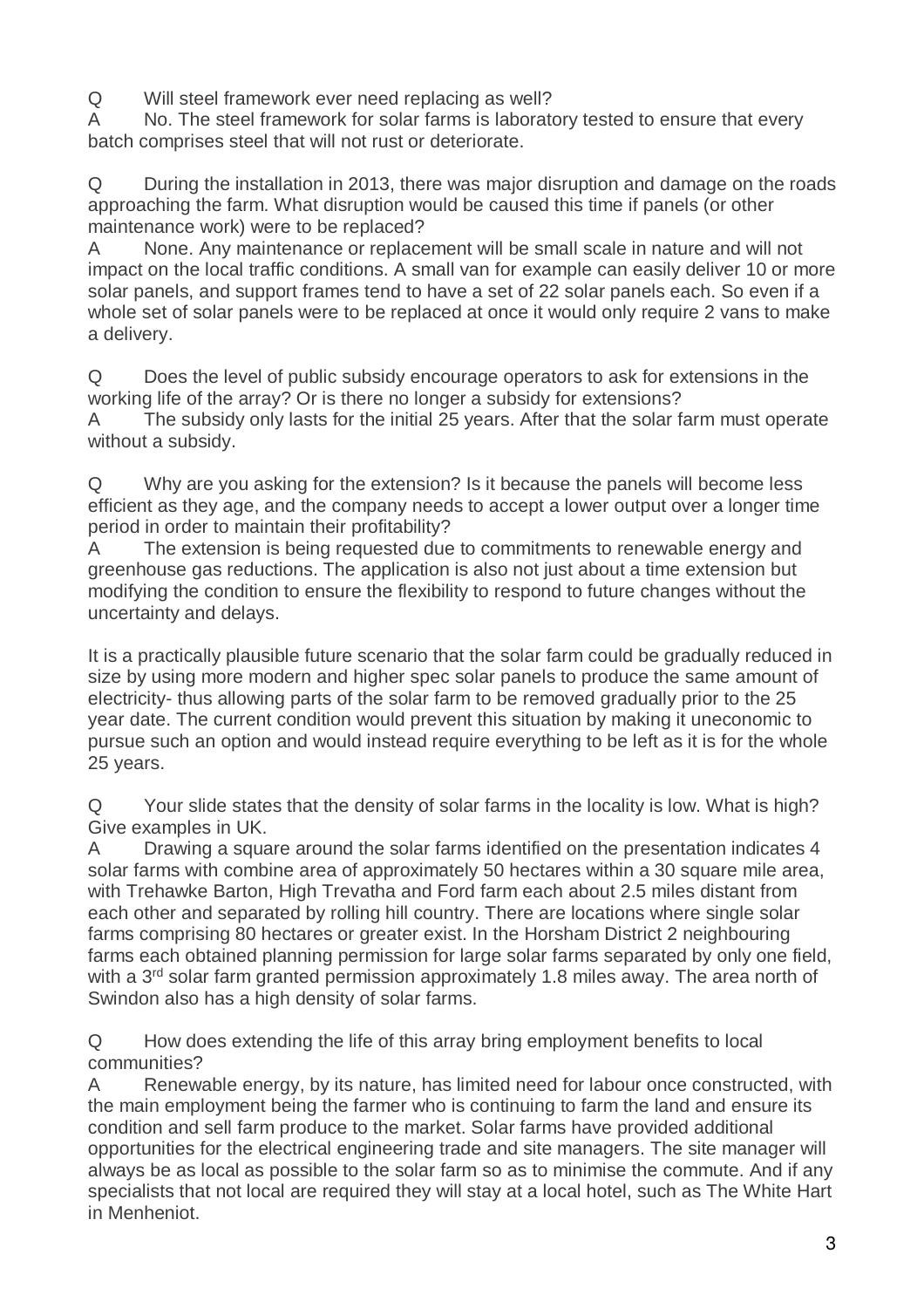Q Will steel framework ever need replacing as well?

A No. The steel framework for solar farms is laboratory tested to ensure that every batch comprises steel that will not rust or deteriorate.

Q During the installation in 2013, there was major disruption and damage on the roads approaching the farm. What disruption would be caused this time if panels (or other maintenance work) were to be replaced?

A None. Any maintenance or replacement will be small scale in nature and will not impact on the local traffic conditions. A small van for example can easily deliver 10 or more solar panels, and support frames tend to have a set of 22 solar panels each. So even if a whole set of solar panels were to be replaced at once it would only require 2 vans to make a delivery.

Q Does the level of public subsidy encourage operators to ask for extensions in the working life of the array? Or is there no longer a subsidy for extensions?

A The subsidy only lasts for the initial 25 years. After that the solar farm must operate without a subsidy.

Q Why are you asking for the extension? Is it because the panels will become less efficient as they age, and the company needs to accept a lower output over a longer time period in order to maintain their profitability?

A The extension is being requested due to commitments to renewable energy and greenhouse gas reductions. The application is also not just about a time extension but modifying the condition to ensure the flexibility to respond to future changes without the uncertainty and delays.

It is a practically plausible future scenario that the solar farm could be gradually reduced in size by using more modern and higher spec solar panels to produce the same amount of electricity- thus allowing parts of the solar farm to be removed gradually prior to the 25 year date. The current condition would prevent this situation by making it uneconomic to pursue such an option and would instead require everything to be left as it is for the whole 25 years.

Q Your slide states that the density of solar farms in the locality is low. What is high? Give examples in UK.

A Drawing a square around the solar farms identified on the presentation indicates 4 solar farms with combine area of approximately 50 hectares within a 30 square mile area, with Trehawke Barton, High Trevatha and Ford farm each about 2.5 miles distant from each other and separated by rolling hill country. There are locations where single solar farms comprising 80 hectares or greater exist. In the Horsham District 2 neighbouring farms each obtained planning permission for large solar farms separated by only one field, with a 3rd solar farm granted permission approximately 1.8 miles away. The area north of Swindon also has a high density of solar farms.

Q How does extending the life of this array bring employment benefits to local communities?

A Renewable energy, by its nature, has limited need for labour once constructed, with the main employment being the farmer who is continuing to farm the land and ensure its condition and sell farm produce to the market. Solar farms have provided additional opportunities for the electrical engineering trade and site managers. The site manager will always be as local as possible to the solar farm so as to minimise the commute. And if any specialists that not local are required they will stay at a local hotel, such as The White Hart in Menheniot.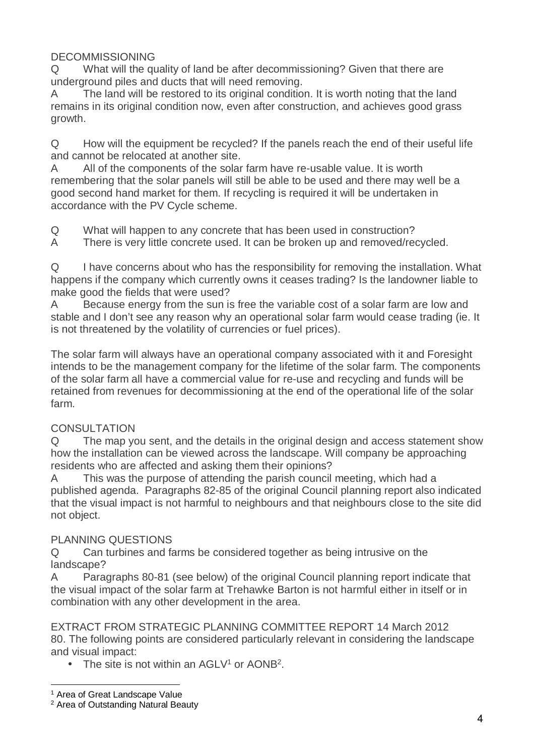DECOMMISSIONING

Q What will the quality of land be after decommissioning? Given that there are underground piles and ducts that will need removing.

A The land will be restored to its original condition. It is worth noting that the land remains in its original condition now, even after construction, and achieves good grass growth.

Q How will the equipment be recycled? If the panels reach the end of their useful life and cannot be relocated at another site.

A All of the components of the solar farm have re-usable value. It is worth remembering that the solar panels will still be able to be used and there may well be a good second hand market for them. If recycling is required it will be undertaken in accordance with the PV Cycle scheme.

Q What will happen to any concrete that has been used in construction?

A There is very little concrete used. It can be broken up and removed/recycled.

Q I have concerns about who has the responsibility for removing the installation. What happens if the company which currently owns it ceases trading? Is the landowner liable to make good the fields that were used?

A Because energy from the sun is free the variable cost of a solar farm are low and stable and I don't see any reason why an operational solar farm would cease trading (ie. It is not threatened by the volatility of currencies or fuel prices).

The solar farm will always have an operational company associated with it and Foresight intends to be the management company for the lifetime of the solar farm. The components of the solar farm all have a commercial value for re-use and recycling and funds will be retained from revenues for decommissioning at the end of the operational life of the solar farm.

CONSULTATION

Q The map you sent, and the details in the original design and access statement show how the installation can be viewed across the landscape. Will company be approaching residents who are affected and asking them their opinions?

A This was the purpose of attending the parish council meeting, which had a published agenda. Paragraphs 82-85 of the original Council planning report also indicated that the visual impact is not harmful to neighbours and that neighbours close to the site did not object.

PLANNING QUESTIONS

Q Can turbines and farms be considered together as being intrusive on the landscape?

A Paragraphs 80-81 (see below) of the original Council planning report indicate that the visual impact of the solar farm at Trehawke Barton is not harmful either in itself or in combination with any other development in the area.

EXTRACT FROM STRATEGIC PLANNING COMMITTEE REPORT 14 March 2012

80. The following points are considered particularly relevant in considering the landscape and visual impact:

- The site is not within an AGLV[1] or AONB[2].

[1] Area of Great Landscape Value

[2] Area of Outstanding Natural Beauty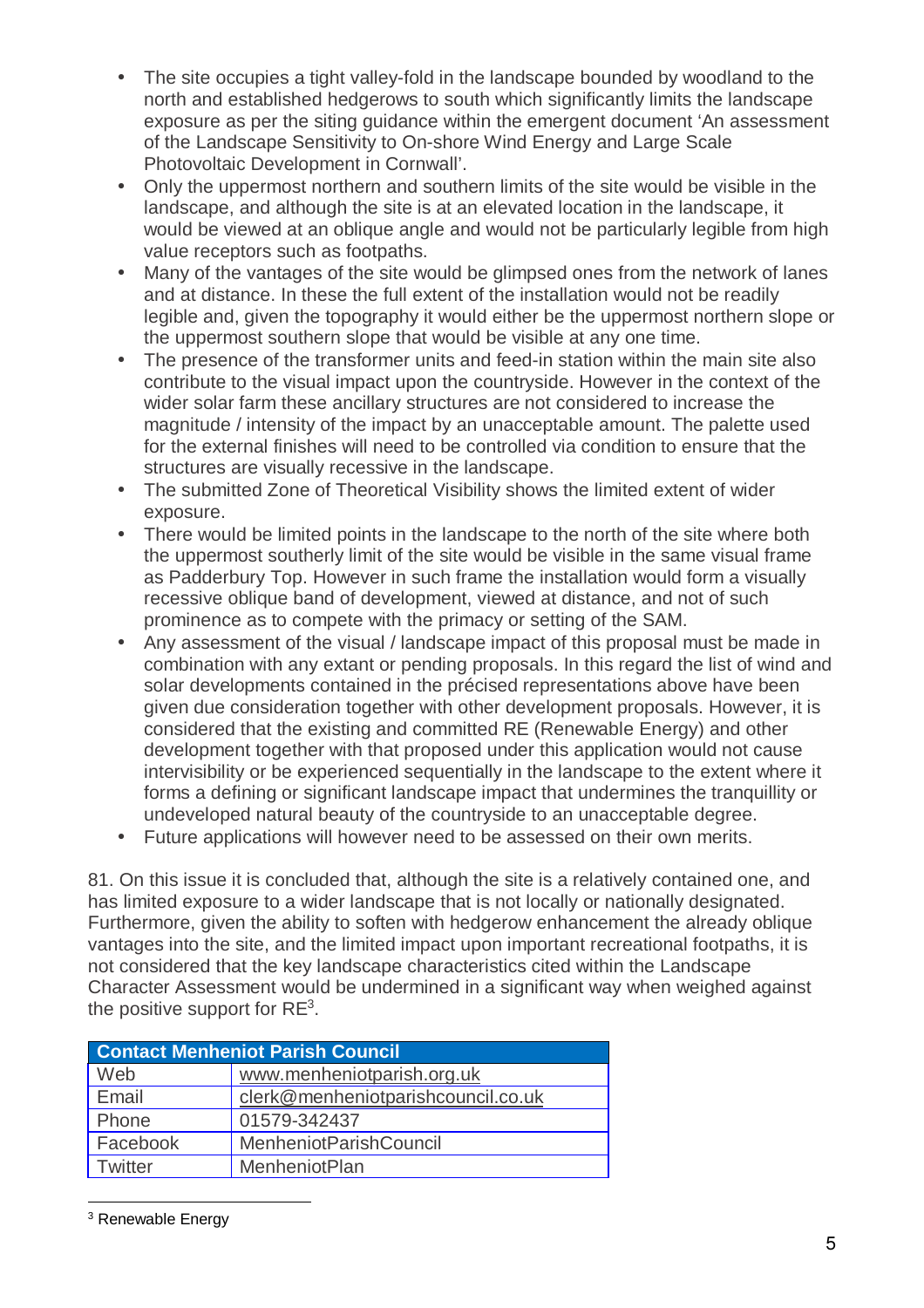- The site occupies a tight valley-fold in the landscape bounded by woodland to the north and established hedgerows to south which significantly limits the landscape exposure as per the siting guidance within the emergent document 'An assessment of the Landscape Sensitivity to On-shore Wind Energy and Large Scale Photovoltaic Development in Cornwall'.
- Only the uppermost northern and southern limits of the site would be visible in the landscape, and although the site is at an elevated location in the landscape, it would be viewed at an oblique angle and would not be particularly legible from high value receptors such as footpaths.
- Many of the vantages of the site would be glimpsed ones from the network of lanes and at distance. In these the full extent of the installation would not be readily legible and, given the topography it would either be the uppermost northern slope or the uppermost southern slope that would be visible at any one time.
- The presence of the transformer units and feed-in station within the main site also contribute to the visual impact upon the countryside. However in the context of the wider solar farm these ancillary structures are not considered to increase the magnitude / intensity of the impact by an unacceptable amount. The palette used for the external finishes will need to be controlled via condition to ensure that the structures are visually recessive in the landscape.
- The submitted Zone of Theoretical Visibility shows the limited extent of wider exposure.
- There would be limited points in the landscape to the north of the site where both the uppermost southerly limit of the site would be visible in the same visual frame as Padderbury Top. However in such frame the installation would form a visually recessive oblique band of development, viewed at distance, and not of such prominence as to compete with the primacy or setting of the SAM.
- Any assessment of the visual / landscape impact of this proposal must be made in combination with any extant or pending proposals. In this regard the list of wind and solar developments contained in the précised representations above have been given due consideration together with other development proposals. However, it is considered that the existing and committed RE (Renewable Energy) and other development together with that proposed under this application would not cause intervisibility or be experienced sequentially in the landscape to the extent where it forms a defining or significant landscape impact that undermines the tranquillity or undeveloped natural beauty of the countryside to an unacceptable degree.
- Future applications will however need to be assessed on their own merits.

81. On this issue it is concluded that, although the site is a relatively contained one, and has limited exposure to a wider landscape that is not locally or nationally designated. Furthermore, given the ability to soften with hedgerow enhancement the already oblique vantages into the site, and the limited impact upon important recreational footpaths, it is not considered that the key landscape characteristics cited within the Landscape Character Assessment would be undermined in a significant way when weighed against the positive support for RE[3].

| Contact Menheniot Parish Council | |
| --- | --- |
| Web | www.menheniotparish.org.uk |
| Email | clerk@menheniotparishcouncil.co.uk |
| Phone | 01579-342437 |
| Facebook | MenheniotParishCouncil |
| Twitter | MenheniotPlan |

[3] Renewable Energy